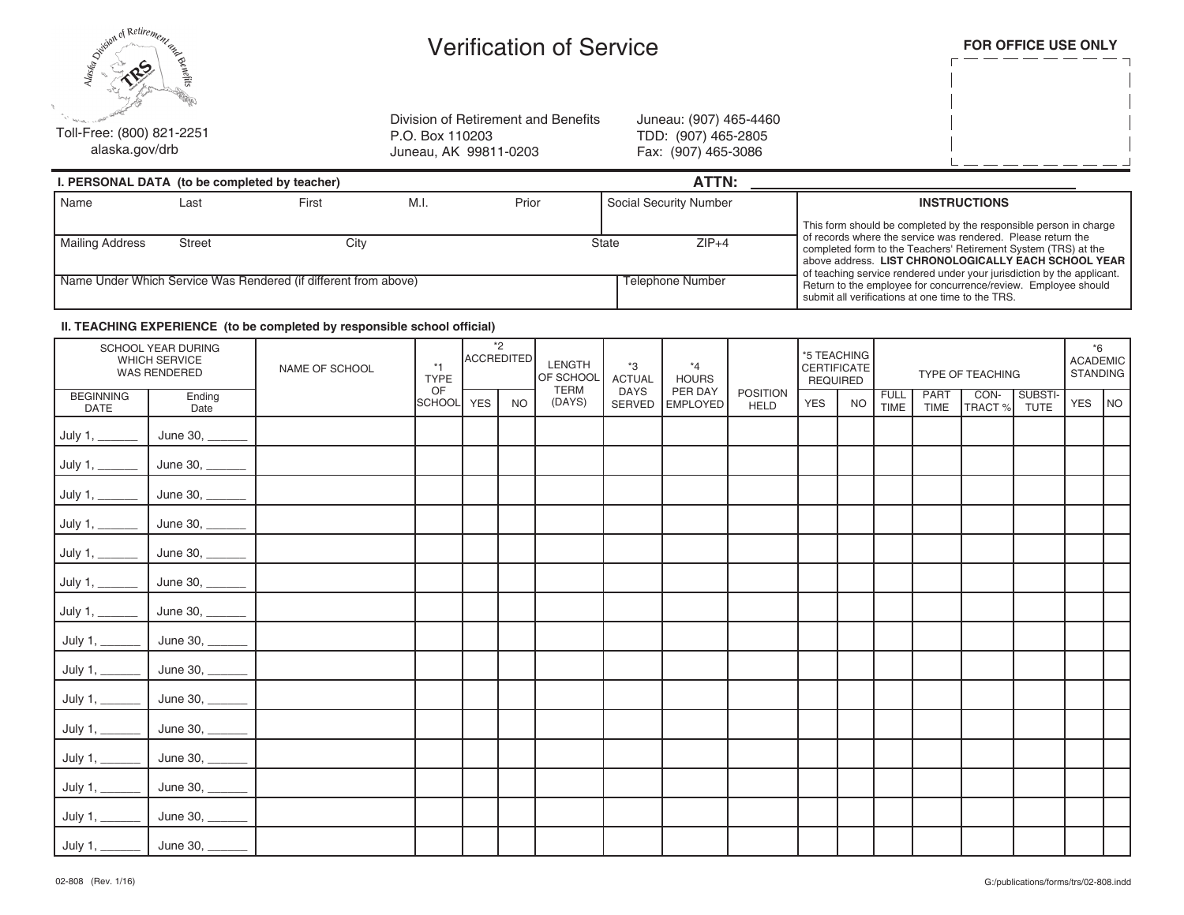Alaska Division of Retirement and Benefits — TRS

Toll-Free: (800) 821-2251
alaska.gov/drb

# Verification of Service

Division of Retirement and Benefits
P.O. Box 110203
Juneau, AK 99811-0203

Juneau: (907) 465-4460
TDD: (907) 465-2805
Fax: (907) 465-3086

**FOR OFFICE USE ONLY**

## I. PERSONAL DATA (to be completed by teacher)

**ATTN:** ______________________________

| Name — Last / First / M.I. / Prior | Social Security Number |
|---|---|
| | |

| Mailing Address — Street / City / State / ZIP+4 |
|---|
| |

| Name Under Which Service Was Rendered (if different from above) | Telephone Number |
|---|---|
| | |

**INSTRUCTIONS**

This form should be completed by the responsible person in charge of records where the service was rendered. Please return the completed form to the Teachers' Retirement System (TRS) at the above address. **LIST CHRONOLOGICALLY EACH SCHOOL YEAR** of teaching service rendered under your jurisdiction by the applicant. Return to the employee for concurrence/review. Employee should submit all verifications at one time to the TRS.

## II. TEACHING EXPERIENCE (to be completed by responsible school official)

| SCHOOL YEAR DURING WHICH SERVICE WAS RENDERED | | NAME OF SCHOOL | *1 TYPE OF SCHOOL | *2 ACCREDITED | | LENGTH OF SCHOOL TERM (DAYS) | *3 ACTUAL DAYS SERVED | *4 HOURS PER DAY EMPLOYED | POSITION HELD | *5 TEACHING CERTIFICATE REQUIRED | | TYPE OF TEACHING | | | | *6 ACADEMIC STANDING | |
|---|---|---|---|---|---|---|---|---|---|---|---|---|---|---|---|---|---|
| BEGINNING DATE | Ending Date | | | YES | NO | | | | | YES | NO | FULL TIME | PART TIME | CON-TRACT % | SUBSTI-TUTE | YES | NO |
| July 1, ______ | June 30, ______ | | | | | | | | | | | | | | | | |
| July 1, ______ | June 30, ______ | | | | | | | | | | | | | | | | |
| July 1, ______ | June 30, ______ | | | | | | | | | | | | | | | | |
| July 1, ______ | June 30, ______ | | | | | | | | | | | | | | | | |
| July 1, ______ | June 30, ______ | | | | | | | | | | | | | | | | |
| July 1, ______ | June 30, ______ | | | | | | | | | | | | | | | | |
| July 1, ______ | June 30, ______ | | | | | | | | | | | | | | | | |
| July 1, ______ | June 30, ______ | | | | | | | | | | | | | | | | |
| July 1, ______ | June 30, ______ | | | | | | | | | | | | | | | | |
| July 1, ______ | June 30, ______ | | | | | | | | | | | | | | | | |
| July 1, ______ | June 30, ______ | | | | | | | | | | | | | | | | |
| July 1, ______ | June 30, ______ | | | | | | | | | | | | | | | | |
| July 1, ______ | June 30, ______ | | | | | | | | | | | | | | | | |
| July 1, ______ | June 30, ______ | | | | | | | | | | | | | | | | |
| July 1, ______ | June 30, ______ | | | | | | | | | | | | | | | | |

02-808 (Rev. 1/16)

G:/publications/forms/trs/02-808.indd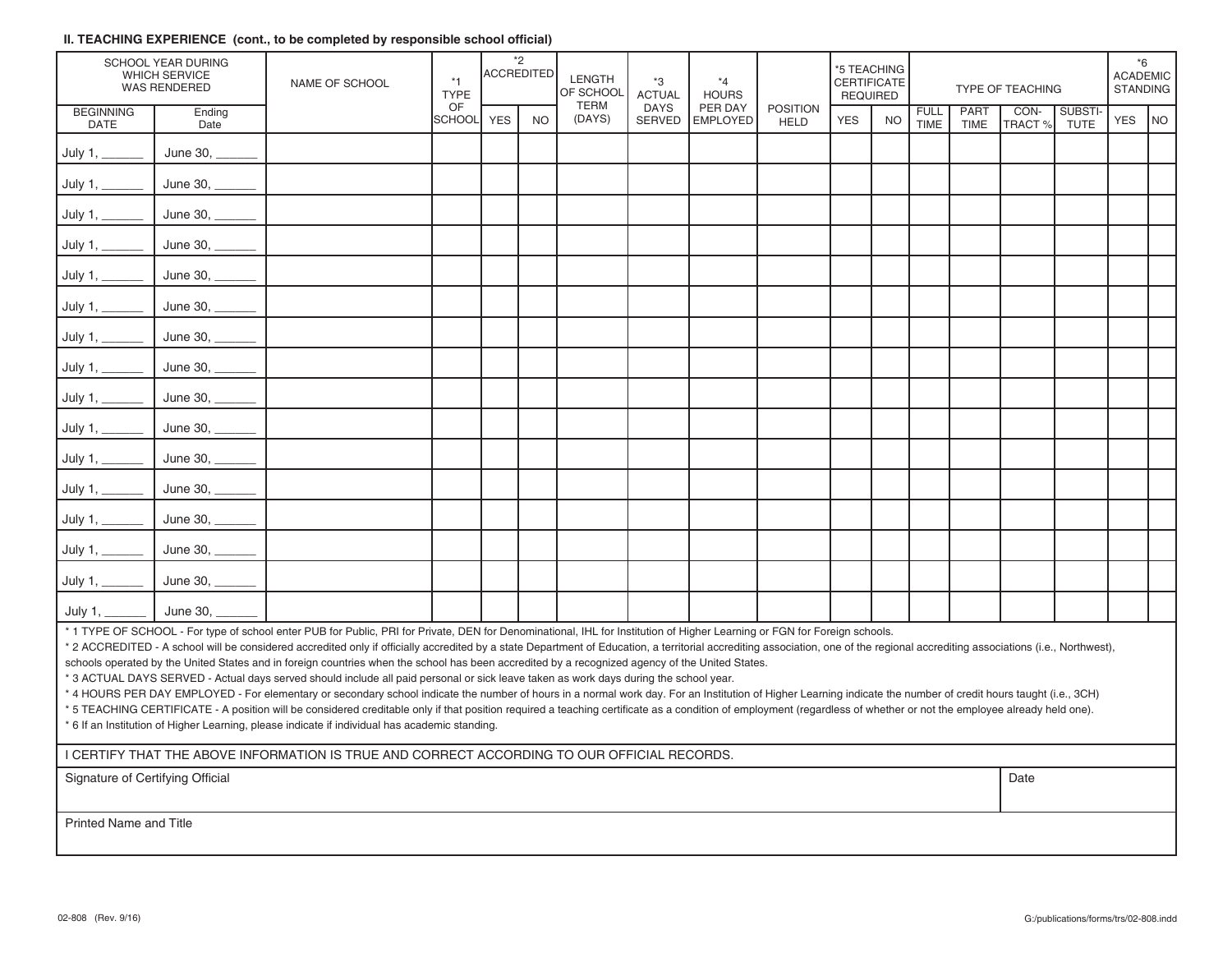**II. TEACHING EXPERIENCE (cont., to be completed by responsible school official)**

| SCHOOL YEAR DURING WHICH SERVICE WAS RENDERED | | NAME OF SCHOOL | *1 TYPE OF SCHOOL | *2 ACCREDITED | | LENGTH OF SCHOOL TERM (DAYS) | *3 ACTUAL DAYS SERVED | *4 HOURS PER DAY EMPLOYED | POSITION HELD | *5 TEACHING CERTIFICATE REQUIRED | | TYPE OF TEACHING | | | | *6 ACADEMIC STANDING | |
|---|---|---|---|---|---|---|---|---|---|---|---|---|---|---|---|---|---|
| BEGINNING DATE | Ending Date | | | YES | NO | | | | | YES | NO | FULL TIME | PART TIME | CON-TRACT % | SUBSTI-TUTE | YES | NO |
| July 1, ______ | June 30, ______ | | | | | | | | | | | | | | | | |
| July 1, ______ | June 30, ______ | | | | | | | | | | | | | | | | |
| July 1, ______ | June 30, ______ | | | | | | | | | | | | | | | | |
| July 1, ______ | June 30, ______ | | | | | | | | | | | | | | | | |
| July 1, ______ | June 30, ______ | | | | | | | | | | | | | | | | |
| July 1, ______ | June 30, ______ | | | | | | | | | | | | | | | | |
| July 1, ______ | June 30, ______ | | | | | | | | | | | | | | | | |
| July 1, ______ | June 30, ______ | | | | | | | | | | | | | | | | |
| July 1, ______ | June 30, ______ | | | | | | | | | | | | | | | | |
| July 1, ______ | June 30, ______ | | | | | | | | | | | | | | | | |
| July 1, ______ | June 30, ______ | | | | | | | | | | | | | | | | |
| July 1, ______ | June 30, ______ | | | | | | | | | | | | | | | | |
| July 1, ______ | June 30, ______ | | | | | | | | | | | | | | | | |
| July 1, ______ | June 30, ______ | | | | | | | | | | | | | | | | |
| July 1, ______ | June 30, ______ | | | | | | | | | | | | | | | | |
| July 1, ______ | June 30, ______ | | | | | | | | | | | | | | | | |

* 1 TYPE OF SCHOOL - For type of school enter PUB for Public, PRI for Private, DEN for Denominational, IHL for Institution of Higher Learning or FGN for Foreign schools.

* 2 ACCREDITED - A school will be considered accredited only if officially accredited by a state Department of Education, a territorial accrediting association, one of the regional accrediting associations (i.e., Northwest), schools operated by the United States and in foreign countries when the school has been accredited by a recognized agency of the United States.

* 3 ACTUAL DAYS SERVED - Actual days served should include all paid personal or sick leave taken as work days during the school year.

* 4 HOURS PER DAY EMPLOYED - For elementary or secondary school indicate the number of hours in a normal work day. For an Institution of Higher Learning indicate the number of credit hours taught (i.e., 3CH)

* 5 TEACHING CERTIFICATE - A position will be considered creditable only if that position required a teaching certificate as a condition of employment (regardless of whether or not the employee already held one).

* 6 If an Institution of Higher Learning, please indicate if individual has academic standing.

I CERTIFY THAT THE ABOVE INFORMATION IS TRUE AND CORRECT ACCORDING TO OUR OFFICIAL RECORDS.

| | |
|---|---|
| Signature of Certifying Official | Date |
| Printed Name and Title | |

02-808 (Rev. 9/16)

G:/publications/forms/trs/02-808.indd